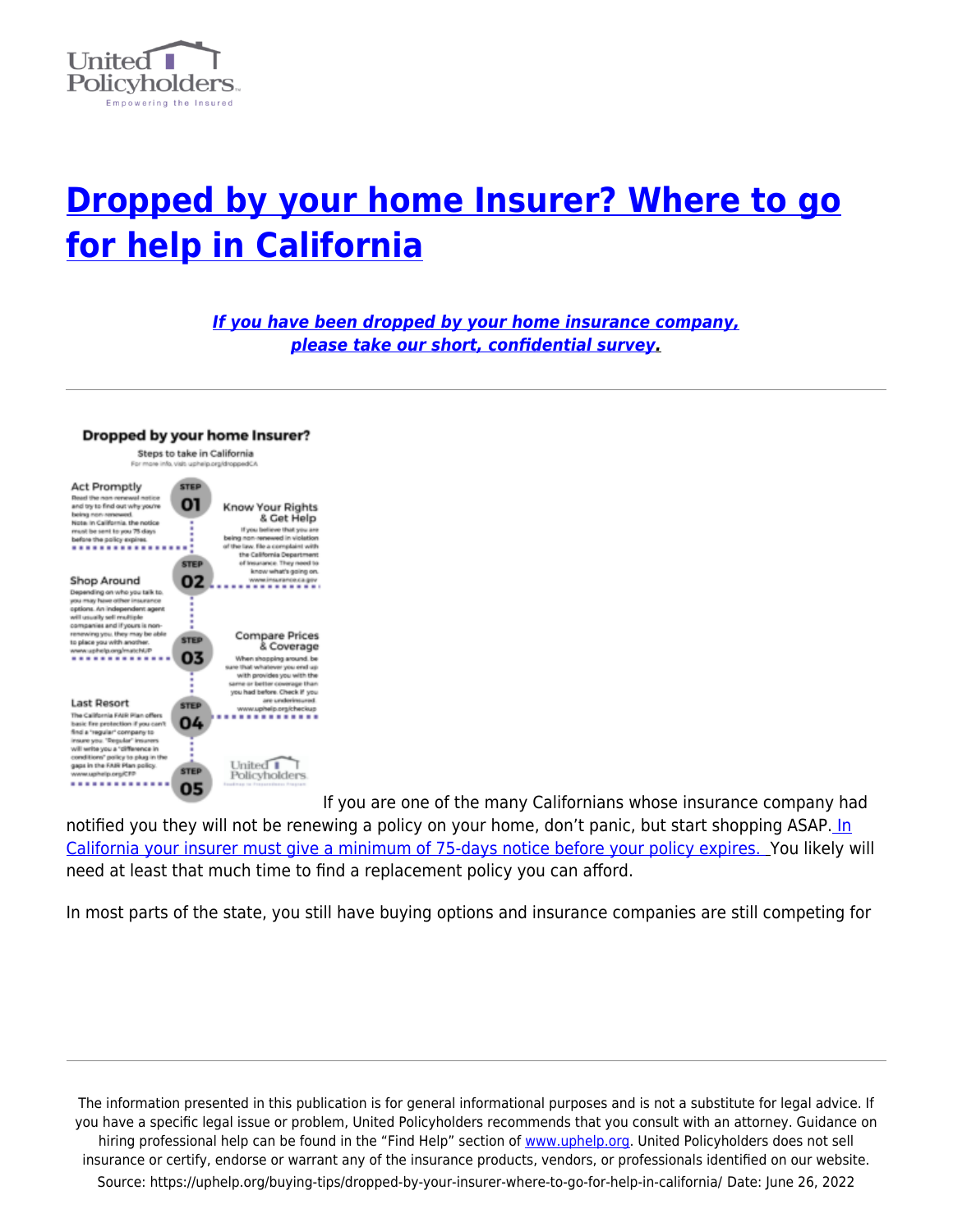# Dropped by your home Insurer? Where to go for help in California

***If you have been dropped by your home insurance company, please take our short, confidential survey.***

---

If you are one of the many Californians whose insurance company had notified you they will not be renewing a policy on your home, don't panic, but start shopping ASAP. In California your insurer must give a minimum of 75-days notice before your policy expires. You likely will need at least that much time to find a replacement policy you can afford.

In most parts of the state, you still have buying options and insurance companies are still competing for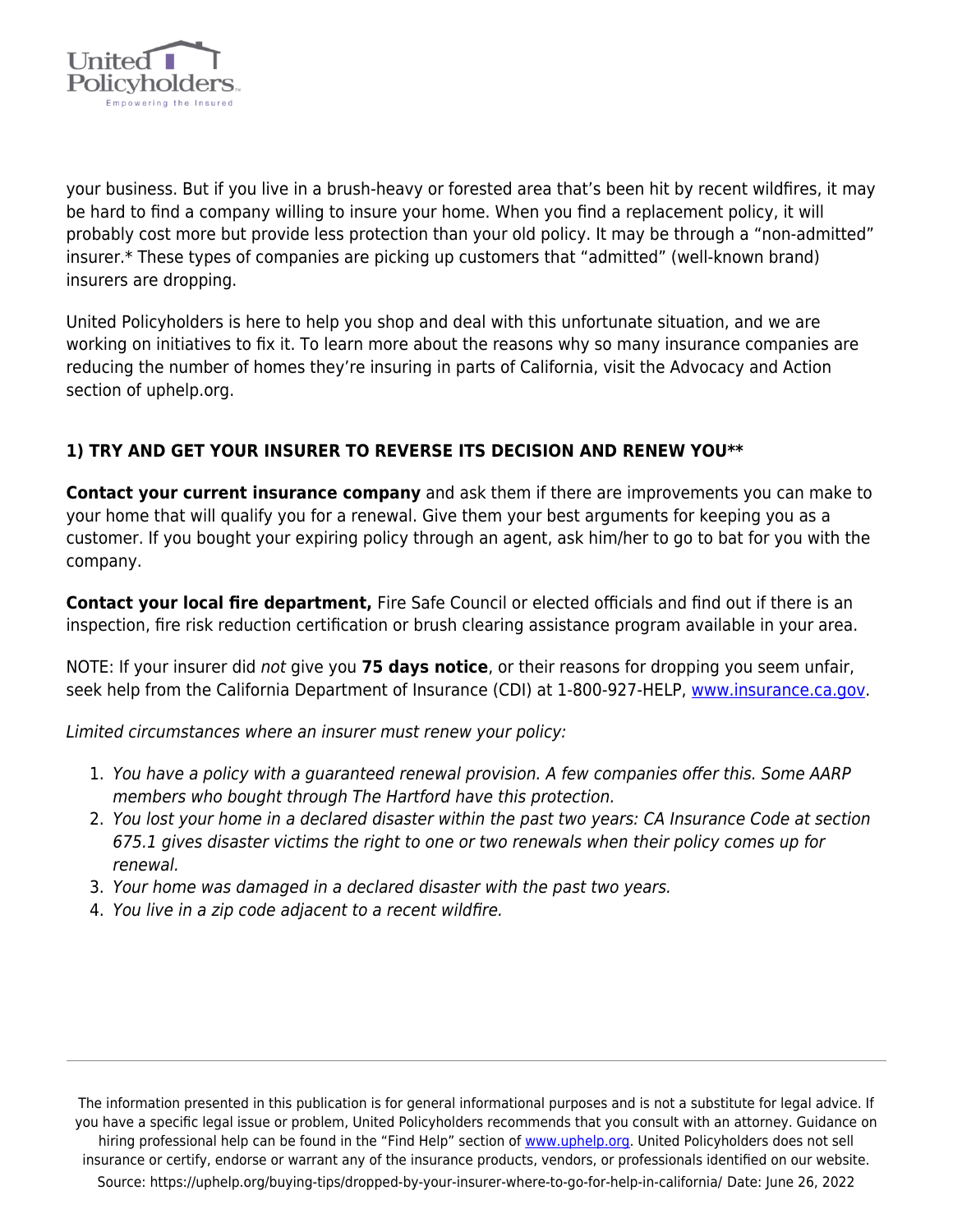your business. But if you live in a brush-heavy or forested area that's been hit by recent wildfires, it may be hard to find a company willing to insure your home. When you find a replacement policy, it will probably cost more but provide less protection than your old policy. It may be through a "non-admitted" insurer.* These types of companies are picking up customers that "admitted" (well-known brand) insurers are dropping.

United Policyholders is here to help you shop and deal with this unfortunate situation, and we are working on initiatives to fix it. To learn more about the reasons why so many insurance companies are reducing the number of homes they're insuring in parts of California, visit the Advocacy and Action section of uphelp.org.

### 1) TRY AND GET YOUR INSURER TO REVERSE ITS DECISION AND RENEW YOU**

**Contact your current insurance company** and ask them if there are improvements you can make to your home that will qualify you for a renewal. Give them your best arguments for keeping you as a customer. If you bought your expiring policy through an agent, ask him/her to go to bat for you with the company.

**Contact your local fire department,** Fire Safe Council or elected officials and find out if there is an inspection, fire risk reduction certification or brush clearing assistance program available in your area.

NOTE: If your insurer did *not* give you **75 days notice**, or their reasons for dropping you seem unfair, seek help from the California Department of Insurance (CDI) at 1-800-927-HELP, [www.insurance.ca.gov](http://www.insurance.ca.gov).

*Limited circumstances where an insurer must renew your policy:*

1. *You have a policy with a guaranteed renewal provision. A few companies offer this. Some AARP members who bought through The Hartford have this protection.*
2. *You lost your home in a declared disaster within the past two years: CA Insurance Code at section 675.1 gives disaster victims the right to one or two renewals when their policy comes up for renewal.*
3. *Your home was damaged in a declared disaster with the past two years.*
4. *You live in a zip code adjacent to a recent wildfire.*

---

The information presented in this publication is for general informational purposes and is not a substitute for legal advice. If you have a specific legal issue or problem, United Policyholders recommends that you consult with an attorney. Guidance on hiring professional help can be found in the "Find Help" section of [www.uphelp.org](http://www.uphelp.org). United Policyholders does not sell insurance or certify, endorse or warrant any of the insurance products, vendors, or professionals identified on our website.
Source: https://uphelp.org/buying-tips/dropped-by-your-insurer-where-to-go-for-help-in-california/ Date: June 26, 2022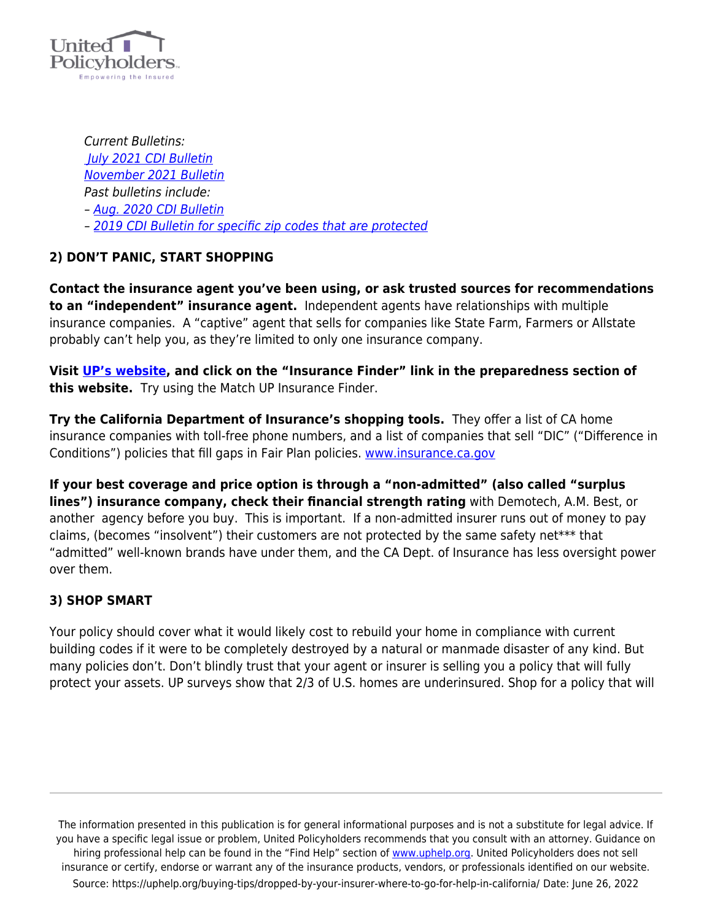*Current Bulletins:*
*[July 2021 CDI Bulletin](#)*
*[November 2021 Bulletin](#)*
*Past bulletins include:*
*– [Aug. 2020 CDI Bulletin](#)*
*– [2019 CDI Bulletin for specific zip codes that are protected](#)*

**2) DON'T PANIC, START SHOPPING**

**Contact the insurance agent you've been using, or ask trusted sources for recommendations to an "independent" insurance agent.** Independent agents have relationships with multiple insurance companies. A "captive" agent that sells for companies like State Farm, Farmers or Allstate probably can't help you, as they're limited to only one insurance company.

**Visit [UP's website](#), and click on the "Insurance Finder" link in the preparedness section of this website.** Try using the Match UP Insurance Finder.

**Try the California Department of Insurance's shopping tools.** They offer a list of CA home insurance companies with toll-free phone numbers, and a list of companies that sell "DIC" ("Difference in Conditions") policies that fill gaps in Fair Plan policies. [www.insurance.ca.gov](http://www.insurance.ca.gov)

**If your best coverage and price option is through a "non-admitted" (also called "surplus lines") insurance company, check their financial strength rating** with Demotech, A.M. Best, or another agency before you buy. This is important. If a non-admitted insurer runs out of money to pay claims, (becomes "insolvent") their customers are not protected by the same safety net*** that "admitted" well-known brands have under them, and the CA Dept. of Insurance has less oversight power over them.

**3) SHOP SMART**

Your policy should cover what it would likely cost to rebuild your home in compliance with current building codes if it were to be completely destroyed by a natural or manmade disaster of any kind. But many policies don't. Don't blindly trust that your agent or insurer is selling you a policy that will fully protect your assets. UP surveys show that 2/3 of U.S. homes are underinsured. Shop for a policy that will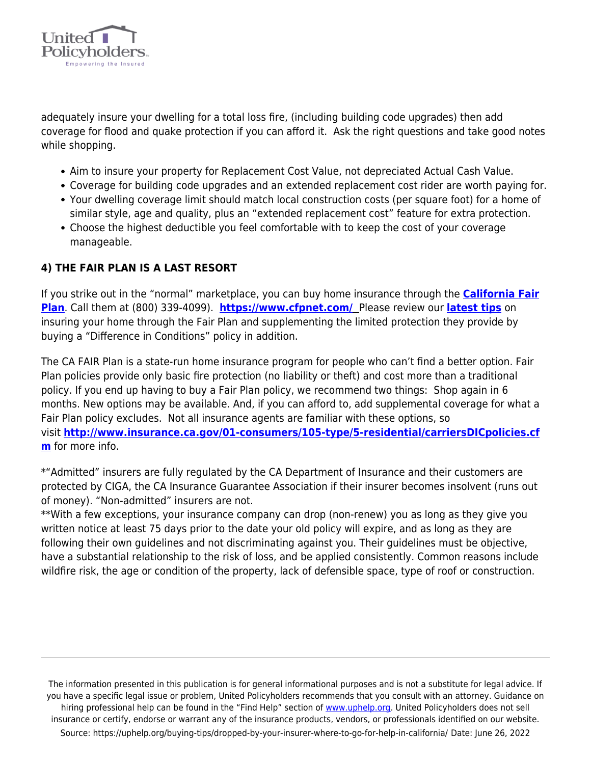adequately insure your dwelling for a total loss fire, (including building code upgrades) then add coverage for flood and quake protection if you can afford it. Ask the right questions and take good notes while shopping.

- Aim to insure your property for Replacement Cost Value, not depreciated Actual Cash Value.
- Coverage for building code upgrades and an extended replacement cost rider are worth paying for.
- Your dwelling coverage limit should match local construction costs (per square foot) for a home of similar style, age and quality, plus an "extended replacement cost" feature for extra protection.
- Choose the highest deductible you feel comfortable with to keep the cost of your coverage manageable.

**4) THE FAIR PLAN IS A LAST RESORT**

If you strike out in the "normal" marketplace, you can buy home insurance through the **California Fair Plan**. Call them at (800) 339-4099). **https://www.cfpnet.com/** Please review our **latest tips** on insuring your home through the Fair Plan and supplementing the limited protection they provide by buying a "Difference in Conditions" policy in addition.

The CA FAIR Plan is a state-run home insurance program for people who can't find a better option. Fair Plan policies provide only basic fire protection (no liability or theft) and cost more than a traditional policy. If you end up having to buy a Fair Plan policy, we recommend two things: Shop again in 6 months. New options may be available. And, if you can afford to, add supplemental coverage for what a Fair Plan policy excludes. Not all insurance agents are familiar with these options, so visit **http://www.insurance.ca.gov/01-consumers/105-type/5-residential/carriersDICpolicies.cfm** for more info.

*"Admitted" insurers are fully regulated by the CA Department of Insurance and their customers are protected by CIGA, the CA Insurance Guarantee Association if their insurer becomes insolvent (runs out of money). "Non-admitted" insurers are not.
**With a few exceptions, your insurance company can drop (non-renew) you as long as they give you written notice at least 75 days prior to the date your old policy will expire, and as long as they are following their own guidelines and not discriminating against you. Their guidelines must be objective, have a substantial relationship to the risk of loss, and be applied consistently. Common reasons include wildfire risk, the age or condition of the property, lack of defensible space, type of roof or construction.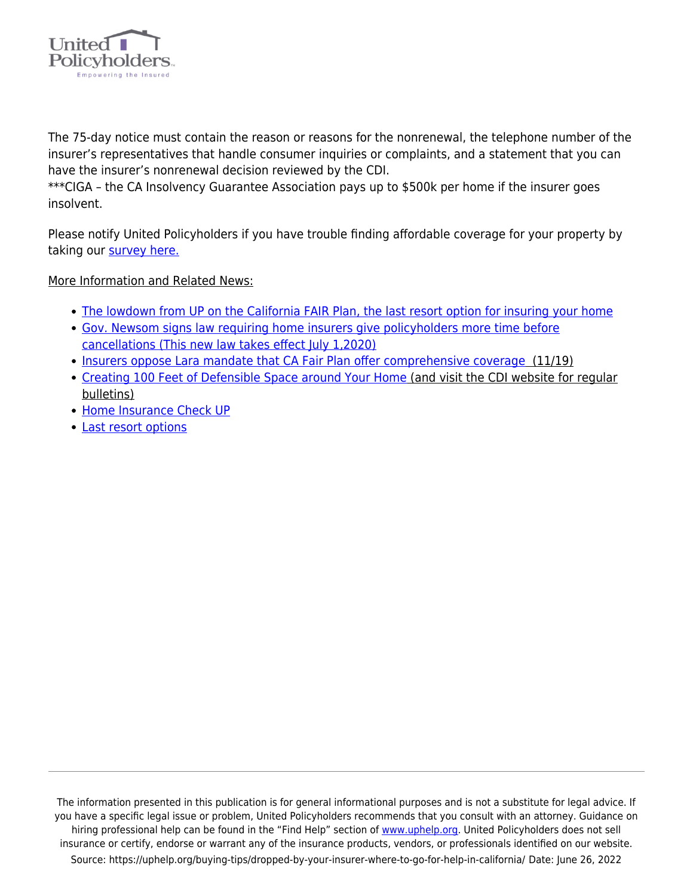The 75-day notice must contain the reason or reasons for the nonrenewal, the telephone number of the insurer's representatives that handle consumer inquiries or complaints, and a statement that you can have the insurer's nonrenewal decision reviewed by the CDI.
***CIGA – the CA Insolvency Guarantee Association pays up to $500k per home if the insurer goes insolvent.

Please notify United Policyholders if you have trouble finding affordable coverage for your property by taking our survey here.

More Information and Related News:

- The lowdown from UP on the California FAIR Plan, the last resort option for insuring your home
- Gov. Newsom signs law requiring home insurers give policyholders more time before cancellations (This new law takes effect July 1,2020)
- Insurers oppose Lara mandate that CA Fair Plan offer comprehensive coverage (11/19)
- Creating 100 Feet of Defensible Space around Your Home (and visit the CDI website for regular bulletins)
- Home Insurance Check UP
- Last resort options

The information presented in this publication is for general informational purposes and is not a substitute for legal advice. If you have a specific legal issue or problem, United Policyholders recommends that you consult with an attorney. Guidance on hiring professional help can be found in the "Find Help" section of www.uphelp.org. United Policyholders does not sell insurance or certify, endorse or warrant any of the insurance products, vendors, or professionals identified on our website.
Source: https://uphelp.org/buying-tips/dropped-by-your-insurer-where-to-go-for-help-in-california/ Date: June 26, 2022